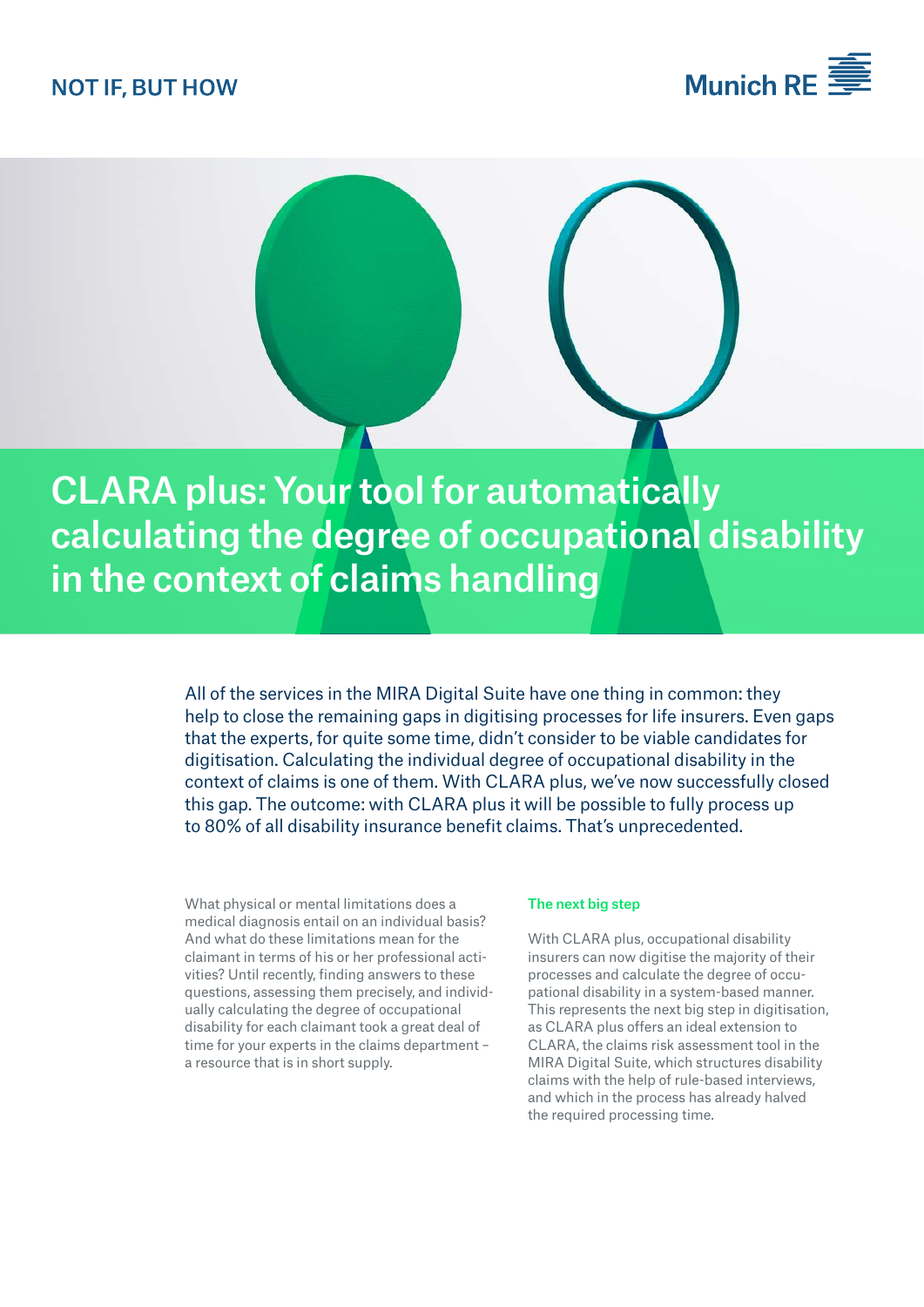NOT IF, BUT HOW

Munich RE

# CLARA plus: Your tool for automatically calculating the degree of occupational disability in the context of claims handling

All of the services in the MIRA Digital Suite have one thing in common: they help to close the remaining gaps in digitising processes for life insurers. Even gaps that the experts, for quite some time, didn't consider to be viable candidates for digitisation. Calculating the individual degree of occupational disability in the context of claims is one of them. With CLARA plus, we've now successfully closed this gap. The outcome: with CLARA plus it will be possible to fully process up to 80% of all disability insurance benefit claims. That's unprecedented.

What physical or mental limitations does a medical diagnosis entail on an individual basis? And what do these limitations mean for the claimant in terms of his or her professional activities? Until recently, finding answers to these questions, assessing them precisely, and individually calculating the degree of occupational disability for each claimant took a great deal of time for your experts in the claims department – a resource that is in short supply.

### The next big step

With CLARA plus, occupational disability insurers can now digitise the majority of their processes and calculate the degree of occupational disability in a system-based manner. This represents the next big step in digitisation, as CLARA plus offers an ideal extension to CLARA, the claims risk assessment tool in the MIRA Digital Suite, which structures disability claims with the help of rule-based interviews, and which in the process has already halved the required processing time.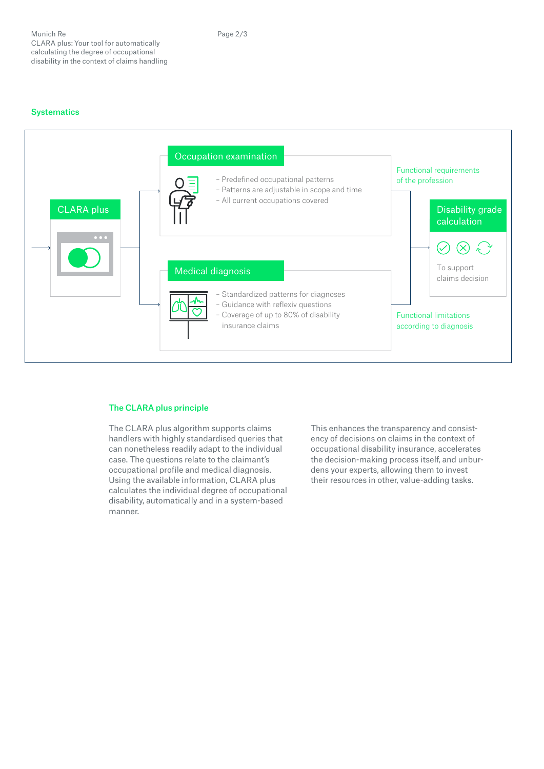## Systematics

**CLARA plus**

**Occupation examination**

- Predefined occupational patterns
- Patterns are adjustable in scope and time
- All current occupations covered

Functional requirements of the profession

**Medical diagnosis**

- Standardized patterns for diagnoses
- Guidance with reflexiv questions
- Coverage of up to 80% of disability insurance claims

Functional limitations according to diagnosis

**Disability grade calculation**

To support claims decision

## The CLARA plus principle

The CLARA plus algorithm supports claims handlers with highly standardised queries that can nonetheless readily adapt to the individual case. The questions relate to the claimant's occupational profile and medical diagnosis. Using the available information, CLARA plus calculates the individual degree of occupational disability, automatically and in a system-based manner.

This enhances the transparency and consistency of decisions on claims in the context of occupational disability insurance, accelerates the decision-making process itself, and unburdens your experts, allowing them to invest their resources in other, value-adding tasks.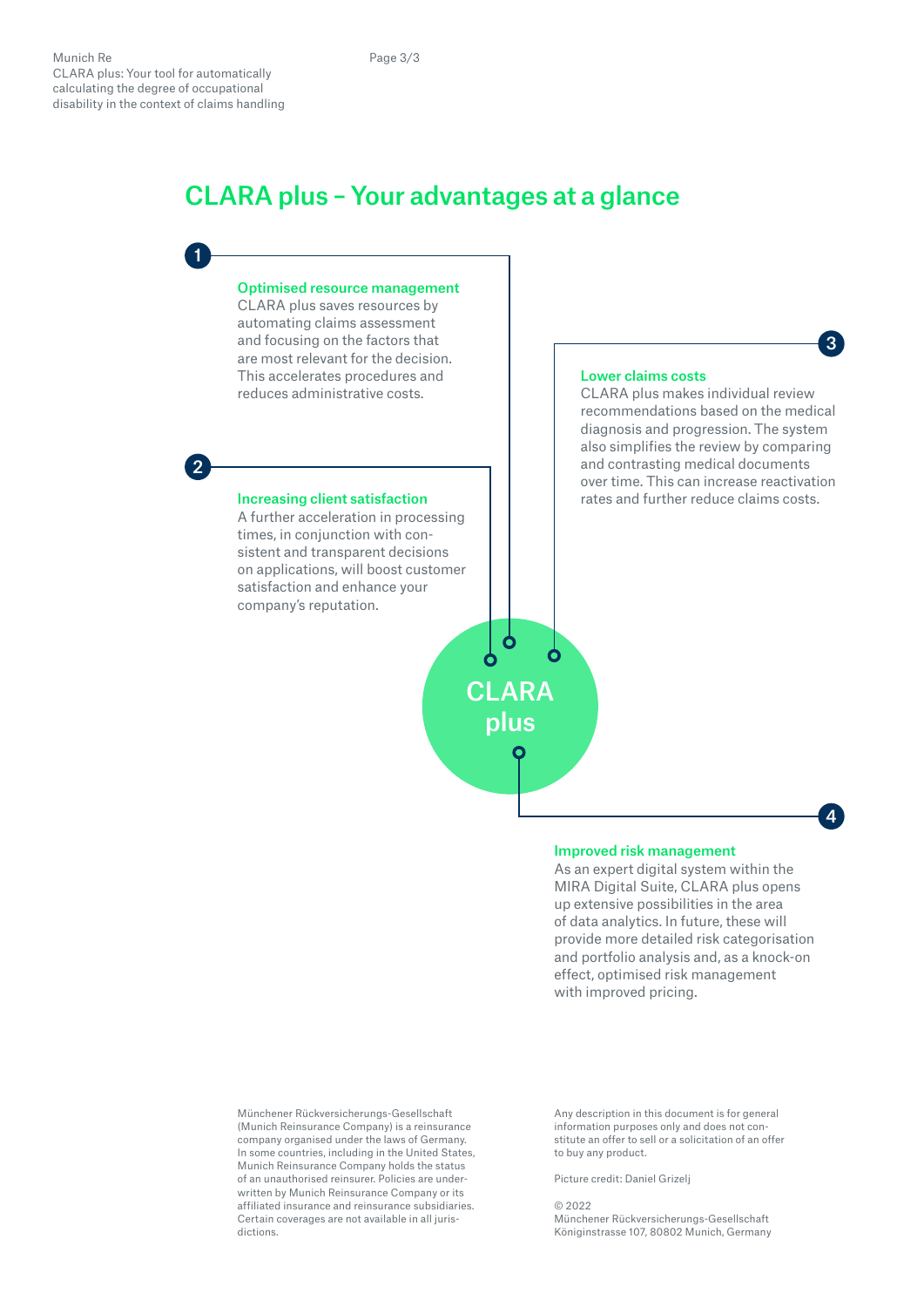## CLARA plus – Your advantages at a glance

1

**Optimised resource management**
CLARA plus saves resources by automating claims assessment and focusing on the factors that are most relevant for the decision. This accelerates procedures and reduces administrative costs.

2

**Increasing client satisfaction**
A further acceleration in processing times, in conjunction with consistent and transparent decisions on applications, will boost customer satisfaction and enhance your company's reputation.

3

**Lower claims costs**
CLARA plus makes individual review recommendations based on the medical diagnosis and progression. The system also simplifies the review by comparing and contrasting medical documents over time. This can increase reactivation rates and further reduce claims costs.

CLARA plus

4

**Improved risk management**
As an expert digital system within the MIRA Digital Suite, CLARA plus opens up extensive possibilities in the area of data analytics. In future, these will provide more detailed risk categorisation and portfolio analysis and, as a knock-on effect, optimised risk management with improved pricing.

Münchener Rückversicherungs-Gesellschaft (Munich Reinsurance Company) is a reinsurance company organised under the laws of Germany. In some countries, including in the United States, Munich Reinsurance Company holds the status of an unauthorised reinsurer. Policies are underwritten by Munich Reinsurance Company or its affiliated insurance and reinsurance subsidiaries. Certain coverages are not available in all jurisdictions.

Any description in this document is for general information purposes only and does not constitute an offer to sell or a solicitation of an offer to buy any product.

Picture credit: Daniel Grizelj

© 2022
Münchener Rückversicherungs-Gesellschaft
Königinstrasse 107, 80802 Munich, Germany